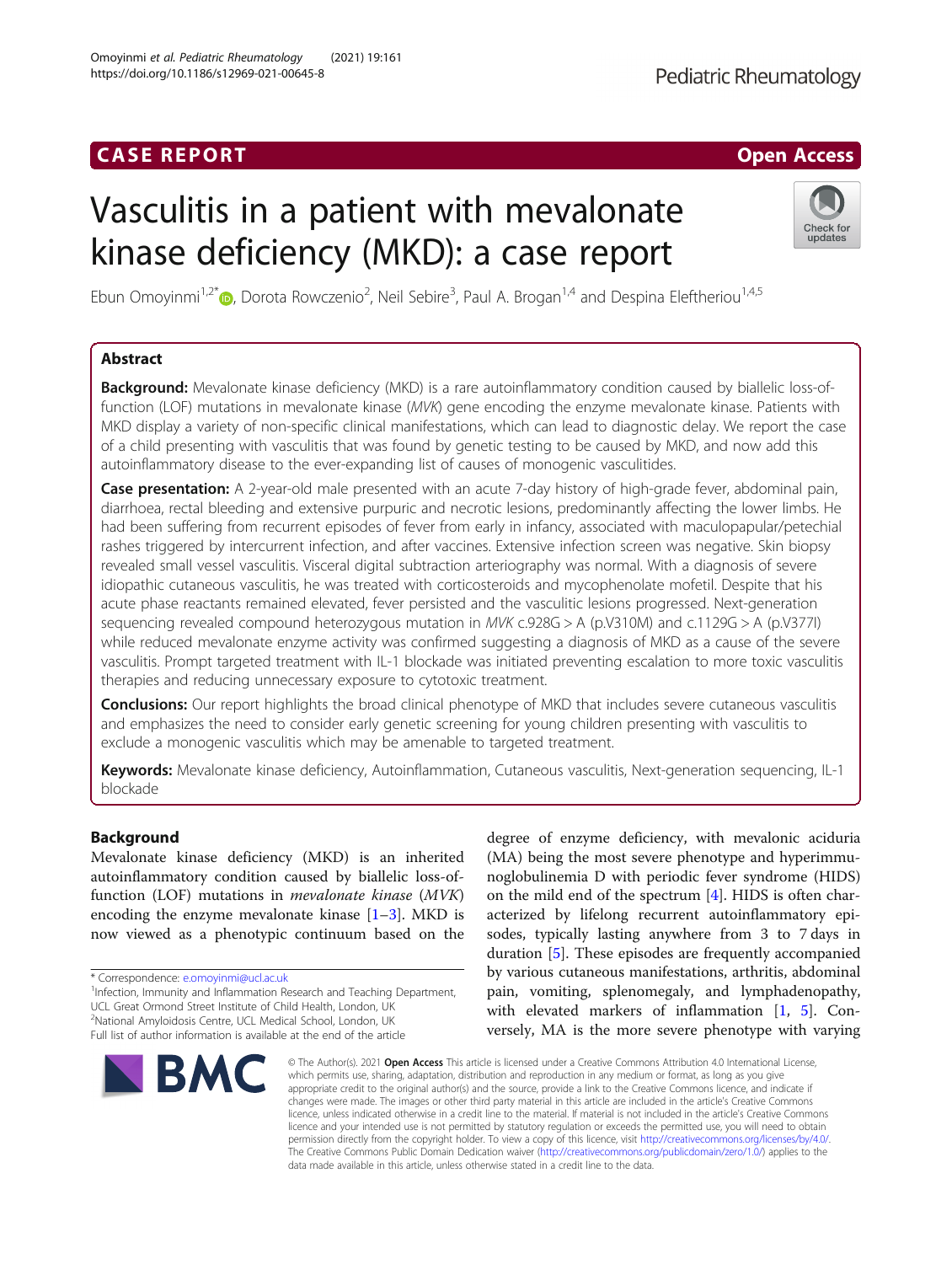CASE REPORT

Open Access

# Vasculitis in a patient with mevalonate kinase deficiency (MKD): a case report

Ebun Omoyinmi[1,2*], Dorota Rowczenio[2], Neil Sebire[3], Paul A. Brogan[1,4] and Despina Eleftheriou[1,4,5]

## Abstract

**Background:** Mevalonate kinase deficiency (MKD) is a rare autoinflammatory condition caused by biallelic loss-of-function (LOF) mutations in mevalonate kinase (*MVK*) gene encoding the enzyme mevalonate kinase. Patients with MKD display a variety of non-specific clinical manifestations, which can lead to diagnostic delay. We report the case of a child presenting with vasculitis that was found by genetic testing to be caused by MKD, and now add this autoinflammatory disease to the ever-expanding list of causes of monogenic vasculitides.

**Case presentation:** A 2-year-old male presented with an acute 7-day history of high-grade fever, abdominal pain, diarrhoea, rectal bleeding and extensive purpuric and necrotic lesions, predominantly affecting the lower limbs. He had been suffering from recurrent episodes of fever from early in infancy, associated with maculopapular/petechial rashes triggered by intercurrent infection, and after vaccines. Extensive infection screen was negative. Skin biopsy revealed small vessel vasculitis. Visceral digital subtraction arteriography was normal. With a diagnosis of severe idiopathic cutaneous vasculitis, he was treated with corticosteroids and mycophenolate mofetil. Despite that his acute phase reactants remained elevated, fever persisted and the vasculitic lesions progressed. Next-generation sequencing revealed compound heterozygous mutation in *MVK* c.928G > A (p.V310M) and c.1129G > A (p.V377I) while reduced mevalonate enzyme activity was confirmed suggesting a diagnosis of MKD as a cause of the severe vasculitis. Prompt targeted treatment with IL-1 blockade was initiated preventing escalation to more toxic vasculitis therapies and reducing unnecessary exposure to cytotoxic treatment.

**Conclusions:** Our report highlights the broad clinical phenotype of MKD that includes severe cutaneous vasculitis and emphasizes the need to consider early genetic screening for young children presenting with vasculitis to exclude a monogenic vasculitis which may be amenable to targeted treatment.

**Keywords:** Mevalonate kinase deficiency, Autoinflammation, Cutaneous vasculitis, Next-generation sequencing, IL-1 blockade

## Background

Mevalonate kinase deficiency (MKD) is an inherited autoinflammatory condition caused by biallelic loss-of-function (LOF) mutations in *mevalonate kinase* (*MVK*) encoding the enzyme mevalonate kinase [1–3]. MKD is now viewed as a phenotypic continuum based on the degree of enzyme deficiency, with mevalonic aciduria (MA) being the most severe phenotype and hyperimmunoglobulinemia D with periodic fever syndrome (HIDS) on the mild end of the spectrum [4]. HIDS is often characterized by lifelong recurrent autoinflammatory episodes, typically lasting anywhere from 3 to 7 days in duration [5]. These episodes are frequently accompanied by various cutaneous manifestations, arthritis, abdominal pain, vomiting, splenomegaly, and lymphadenopathy, with elevated markers of inflammation [1, 5]. Conversely, MA is the more severe phenotype with varying

* Correspondence: e.omoyinmi@ucl.ac.uk
[1]Infection, Immunity and Inflammation Research and Teaching Department, UCL Great Ormond Street Institute of Child Health, London, UK
[2]National Amyloidosis Centre, UCL Medical School, London, UK
Full list of author information is available at the end of the article

© The Author(s). 2021 **Open Access** This article is licensed under a Creative Commons Attribution 4.0 International License, which permits use, sharing, adaptation, distribution and reproduction in any medium or format, as long as you give appropriate credit to the original author(s) and the source, provide a link to the Creative Commons licence, and indicate if changes were made. The images or other third party material in this article are included in the article's Creative Commons licence, unless indicated otherwise in a credit line to the material. If material is not included in the article's Creative Commons licence and your intended use is not permitted by statutory regulation or exceeds the permitted use, you will need to obtain permission directly from the copyright holder. To view a copy of this licence, visit http://creativecommons.org/licenses/by/4.0/. The Creative Commons Public Domain Dedication waiver (http://creativecommons.org/publicdomain/zero/1.0/) applies to the data made available in this article, unless otherwise stated in a credit line to the data.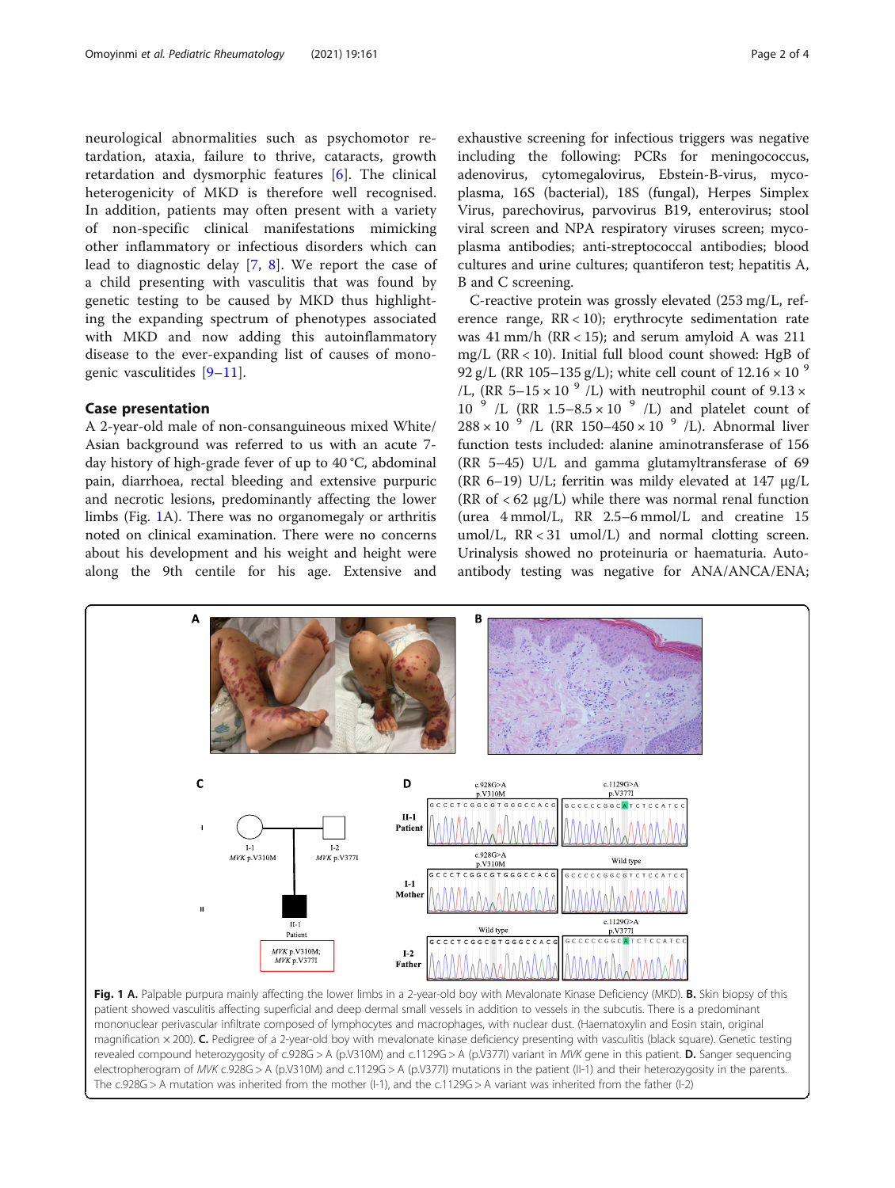neurological abnormalities such as psychomotor retardation, ataxia, failure to thrive, cataracts, growth retardation and dysmorphic features [6]. The clinical heterogenicity of MKD is therefore well recognised. In addition, patients may often present with a variety of non-specific clinical manifestations mimicking other inflammatory or infectious disorders which can lead to diagnostic delay [7, 8]. We report the case of a child presenting with vasculitis that was found by genetic testing to be caused by MKD thus highlighting the expanding spectrum of phenotypes associated with MKD and now adding this autoinflammatory disease to the ever-expanding list of causes of monogenic vasculitides [9–11].

## Case presentation

A 2-year-old male of non-consanguineous mixed White/Asian background was referred to us with an acute 7-day history of high-grade fever of up to 40 °C, abdominal pain, diarrhoea, rectal bleeding and extensive purpuric and necrotic lesions, predominantly affecting the lower limbs (Fig. 1A). There was no organomegaly or arthritis noted on clinical examination. There were no concerns about his development and his weight and height were along the 9th centile for his age. Extensive and exhaustive screening for infectious triggers was negative including the following: PCRs for meningococcus, adenovirus, cytomegalovirus, Ebstein-B-virus, mycoplasma, 16S (bacterial), 18S (fungal), Herpes Simplex Virus, parechovirus, parvovirus B19, enterovirus; stool viral screen and NPA respiratory viruses screen; mycoplasma antibodies; anti-streptococcal antibodies; blood cultures and urine cultures; quantiferon test; hepatitis A, B and C screening.

C-reactive protein was grossly elevated (253 mg/L, reference range, RR < 10); erythrocyte sedimentation rate was 41 mm/h (RR < 15); and serum amyloid A was 211 mg/L (RR < 10). Initial full blood count showed: HgB of 92 g/L (RR 105–135 g/L); white cell count of $12.16 \times 10^{9}$ /L, (RR $5–15 \times 10^{9}$ /L) with neutrophil count of $9.13 \times 10^{9}$ /L (RR $1.5–8.5 \times 10^{9}$ /L) and platelet count of $288 \times 10^{9}$ /L (RR $150–450 \times 10^{9}$ /L). Abnormal liver function tests included: alanine aminotransferase of 156 (RR 5–45) U/L and gamma glutamyltransferase of 69 (RR 6–19) U/L; ferritin was mildy elevated at 147 μg/L (RR of < 62 μg/L) while there was normal renal function (urea 4 mmol/L, RR 2.5–6 mmol/L and creatine 15 umol/L, RR < 31 umol/L) and normal clotting screen. Urinalysis showed no proteinuria or haematuria. Autoantibody testing was negative for ANA/ANCA/ENA;

**Fig. 1** **A.** Palpable purpura mainly affecting the lower limbs in a 2-year-old boy with Mevalonate Kinase Deficiency (MKD). **B.** Skin biopsy of this patient showed vasculitis affecting superficial and deep dermal small vessels in addition to vessels in the subcutis. There is a predominant mononuclear perivascular infiltrate composed of lymphocytes and macrophages, with nuclear dust. (Haematoxylin and Eosin stain, original magnification × 200). **C.** Pedigree of a 2-year-old boy with mevalonate kinase deficiency presenting with vasculitis (black square). Genetic testing revealed compound heterozygosity of c.928G > A (p.V310M) and c.1129G > A (p.V377I) variant in *MVK* gene in this patient. **D.** Sanger sequencing electropherogram of *MVK* c.928G > A (p.V310M) and c.1129G > A (p.V377I) mutations in the patient (II-1) and their heterozygosity in the parents. The c.928G > A mutation was inherited from the mother (I-1), and the c.1129G > A variant was inherited from the father (I-2)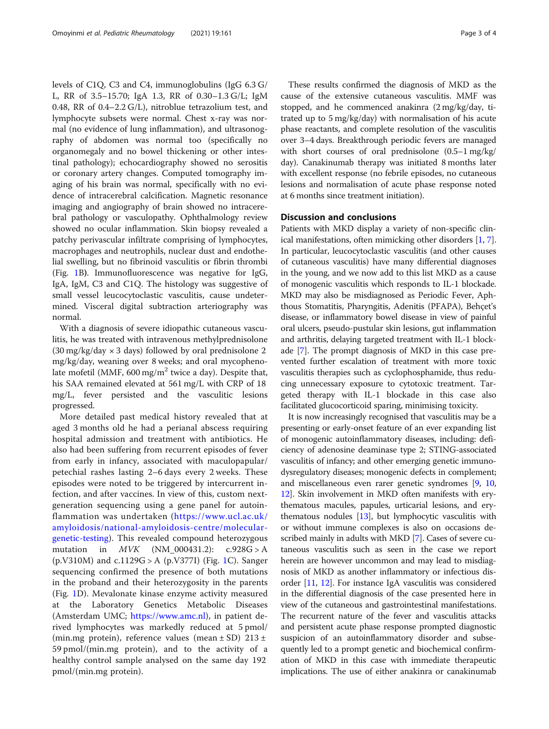levels of C1Q, C3 and C4, immunoglobulins (IgG 6.3 G/L, RR of 3.5–15.70; IgA 1.3, RR of 0.30–1.3 G/L; IgM 0.48, RR of 0.4–2.2 G/L), nitroblue tetrazolium test, and lymphocyte subsets were normal. Chest x-ray was normal (no evidence of lung inflammation), and ultrasonography of abdomen was normal too (specifically no organomegaly and no bowel thickening or other intestinal pathology); echocardiography showed no serositis or coronary artery changes. Computed tomography imaging of his brain was normal, specifically with no evidence of intracerebral calcification. Magnetic resonance imaging and angiography of brain showed no intracerebral pathology or vasculopathy. Ophthalmology review showed no ocular inflammation. Skin biopsy revealed a patchy perivascular infiltrate comprising of lymphocytes, macrophages and neutrophils, nuclear dust and endothelial swelling, but no fibrinoid vasculitis or fibrin thrombi (Fig. 1B). Immunofluorescence was negative for IgG, IgA, IgM, C3 and C1Q. The histology was suggestive of small vessel leucocytoclastic vasculitis, cause undetermined. Visceral digital subtraction arteriography was normal.

With a diagnosis of severe idiopathic cutaneous vasculitis, he was treated with intravenous methylprednisolone (30 mg/kg/day × 3 days) followed by oral prednisolone 2 mg/kg/day, weaning over 8 weeks; and oral mycophenolate mofetil (MMF, 600 mg/m$^2$ twice a day). Despite that, his SAA remained elevated at 561 mg/L with CRP of 18 mg/L, fever persisted and the vasculitic lesions progressed.

More detailed past medical history revealed that at aged 3 months old he had a perianal abscess requiring hospital admission and treatment with antibiotics. He also had been suffering from recurrent episodes of fever from early in infancy, associated with maculopapular/petechial rashes lasting 2–6 days every 2 weeks. These episodes were noted to be triggered by intercurrent infection, and after vaccines. In view of this, custom next-generation sequencing using a gene panel for autoinflammation was undertaken (https://www.ucl.ac.uk/amyloidosis/national-amyloidosis-centre/molecular-genetic-testing). This revealed compound heterozygous mutation in *MVK* (NM_000431.2): c.928G > A (p.V310M) and c.1129G > A (p.V377I) (Fig. 1C). Sanger sequencing confirmed the presence of both mutations in the proband and their heterozygosity in the parents (Fig. 1D). Mevalonate kinase enzyme activity measured at the Laboratory Genetics Metabolic Diseases (Amsterdam UMC; https://www.amc.nl), in patient derived lymphocytes was markedly reduced at 5 pmol/(min.mg protein), reference values (mean ± SD) 213 ± 59 pmol/(min.mg protein), and to the activity of a healthy control sample analysed on the same day 192 pmol/(min.mg protein).

These results confirmed the diagnosis of MKD as the cause of the extensive cutaneous vasculitis. MMF was stopped, and he commenced anakinra (2 mg/kg/day, titrated up to 5 mg/kg/day) with normalisation of his acute phase reactants, and complete resolution of the vasculitis over 3–4 days. Breakthrough periodic fevers are managed with short courses of oral prednisolone (0.5–1 mg/kg/day). Canakinumab therapy was initiated 8 months later with excellent response (no febrile episodes, no cutaneous lesions and normalisation of acute phase response noted at 6 months since treatment initiation).

## Discussion and conclusions

Patients with MKD display a variety of non-specific clinical manifestations, often mimicking other disorders [1, 7]. In particular, leucocytoclastic vasculitis (and other causes of cutaneous vasculitis) have many differential diagnoses in the young, and we now add to this list MKD as a cause of monogenic vasculitis which responds to IL-1 blockade. MKD may also be misdiagnosed as Periodic Fever, Aphthous Stomatitis, Pharyngitis, Adenitis (PFAPA), Behçet's disease, or inflammatory bowel disease in view of painful oral ulcers, pseudo-pustular skin lesions, gut inflammation and arthritis, delaying targeted treatment with IL-1 blockade [7]. The prompt diagnosis of MKD in this case prevented further escalation of treatment with more toxic vasculitis therapies such as cyclophosphamide, thus reducing unnecessary exposure to cytotoxic treatment. Targeted therapy with IL-1 blockade in this case also facilitated glucocorticoid sparing, minimising toxicity.

It is now increasingly recognised that vasculitis may be a presenting or early-onset feature of an ever expanding list of monogenic autoinflammatory diseases, including: deficiency of adenosine deaminase type 2; STING-associated vasculitis of infancy; and other emerging genetic immunodysregulatory diseases; monogenic defects in complement; and miscellaneous even rarer genetic syndromes [9, 10, 12]. Skin involvement in MKD often manifests with erythematous macules, papules, urticarial lesions, and erythematous nodules [13], but lymphocytic vasculitis with or without immune complexes is also on occasions described mainly in adults with MKD [7]. Cases of severe cutaneous vasculitis such as seen in the case we report herein are however uncommon and may lead to misdiagnosis of MKD as another inflammatory or infectious disorder [11, 12]. For instance IgA vasculitis was considered in the differential diagnosis of the case presented here in view of the cutaneous and gastrointestinal manifestations. The recurrent nature of the fever and vasculitis attacks and persistent acute phase response prompted diagnostic suspicion of an autoinflammatory disorder and subsequently led to a prompt genetic and biochemical confirmation of MKD in this case with immediate therapeutic implications. The use of either anakinra or canakinumab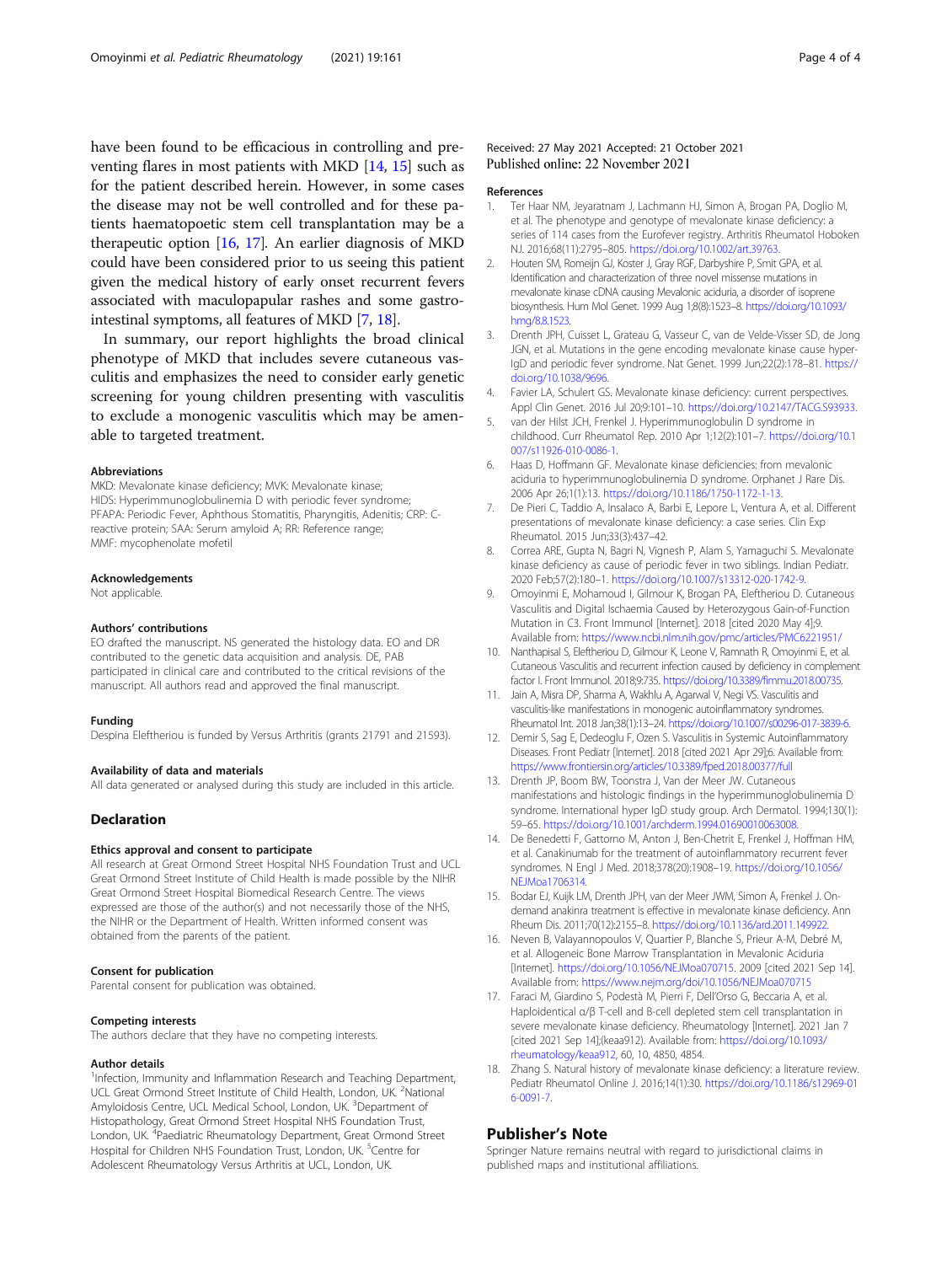have been found to be efficacious in controlling and preventing flares in most patients with MKD [14, 15] such as for the patient described herein. However, in some cases the disease may not be well controlled and for these patients haematopoetic stem cell transplantation may be a therapeutic option [16, 17]. An earlier diagnosis of MKD could have been considered prior to us seeing this patient given the medical history of early onset recurrent fevers associated with maculopapular rashes and some gastrointestinal symptoms, all features of MKD [7, 18].

In summary, our report highlights the broad clinical phenotype of MKD that includes severe cutaneous vasculitis and emphasizes the need to consider early genetic screening for young children presenting with vasculitis to exclude a monogenic vasculitis which may be amenable to targeted treatment.

#### Abbreviations

MKD: Mevalonate kinase deficiency; MVK: Mevalonate kinase; HIDS: Hyperimmunoglobulinemia D with periodic fever syndrome; PFAPA: Periodic Fever, Aphthous Stomatitis, Pharyngitis, Adenitis; CRP: C-reactive protein; SAA: Serum amyloid A; RR: Reference range; MMF: mycophenolate mofetil

#### Acknowledgements

Not applicable.

#### Authors' contributions

EO drafted the manuscript. NS generated the histology data. EO and DR contributed to the genetic data acquisition and analysis. DE, PAB participated in clinical care and contributed to the critical revisions of the manuscript. All authors read and approved the final manuscript.

#### Funding

Despina Eleftheriou is funded by Versus Arthritis (grants 21791 and 21593).

#### Availability of data and materials

All data generated or analysed during this study are included in this article.

### Declaration

#### Ethics approval and consent to participate

All research at Great Ormond Street Hospital NHS Foundation Trust and UCL Great Ormond Street Institute of Child Health is made possible by the NIHR Great Ormond Street Hospital Biomedical Research Centre. The views expressed are those of the author(s) and not necessarily those of the NHS, the NIHR or the Department of Health. Written informed consent was obtained from the parents of the patient.

#### Consent for publication

Parental consent for publication was obtained.

#### Competing interests

The authors declare that they have no competing interests.

#### Author details

[1]Infection, Immunity and Inflammation Research and Teaching Department, UCL Great Ormond Street Institute of Child Health, London, UK. [2]National Amyloidosis Centre, UCL Medical School, London, UK. [3]Department of Histopathology, Great Ormond Street Hospital NHS Foundation Trust, London, UK. [4]Paediatric Rheumatology Department, Great Ormond Street Hospital for Children NHS Foundation Trust, London, UK. [5]Centre for Adolescent Rheumatology Versus Arthritis at UCL, London, UK.

Received: 27 May 2021 Accepted: 21 October 2021
Published online: 22 November 2021

#### References

1. Ter Haar NM, Jeyaratnam J, Lachmann HJ, Simon A, Brogan PA, Doglio M, et al. The phenotype and genotype of mevalonate kinase deficiency: a series of 114 cases from the Eurofever registry. Arthritis Rheumatol Hoboken NJ. 2016;68(11):2795–805. https://doi.org/10.1002/art.39763.
2. Houten SM, Romeijn GJ, Koster J, Gray RGF, Darbyshire P, Smit GPA, et al. Identification and characterization of three novel missense mutations in mevalonate kinase cDNA causing Mevalonic aciduria, a disorder of isoprene biosynthesis. Hum Mol Genet. 1999 Aug 1;8(8):1523–8. https://doi.org/10.1093/hmg/8.8.1523.
3. Drenth JPH, Cuisset L, Grateau G, Vasseur C, van de Velde-Visser SD, de Jong JGN, et al. Mutations in the gene encoding mevalonate kinase cause hyper-IgD and periodic fever syndrome. Nat Genet. 1999 Jun;22(2):178–81. https://doi.org/10.1038/9696.
4. Favier LA, Schulert GS. Mevalonate kinase deficiency: current perspectives. Appl Clin Genet. 2016 Jul 20;9:101–10. https://doi.org/10.2147/TACG.S93933.
5. van der Hilst JCH, Frenkel J. Hyperimmunoglobulin D syndrome in childhood. Curr Rheumatol Rep. 2010 Apr 1;12(2):101–7. https://doi.org/10.1007/s11926-010-0086-1.
6. Haas D, Hoffmann GF. Mevalonate kinase deficiencies: from mevalonic aciduria to hyperimmunoglobulinemia D syndrome. Orphanet J Rare Dis. 2006 Apr 26;1(1):13. https://doi.org/10.1186/1750-1172-1-13.
7. De Pieri C, Taddio A, Insalaco A, Barbi E, Lepore L, Ventura A, et al. Different presentations of mevalonate kinase deficiency: a case series. Clin Exp Rheumatol. 2015 Jun;33(3):437–42.
8. Correa ARE, Gupta N, Bagri N, Vignesh P, Alam S, Yamaguchi S. Mevalonate kinase deficiency as cause of periodic fever in two siblings. Indian Pediatr. 2020 Feb;57(2):180–1. https://doi.org/10.1007/s13312-020-1742-9.
9. Omoyinmi E, Mohamoud I, Gilmour K, Brogan PA, Eleftheriou D. Cutaneous Vasculitis and Digital Ischaemia Caused by Heterozygous Gain-of-Function Mutation in C3. Front Immunol [Internet]. 2018 [cited 2020 May 4];9. Available from: https://www.ncbi.nlm.nih.gov/pmc/articles/PMC6221951/
10. Nanthapisal S, Eleftheriou D, Gilmour K, Leone V, Ramnath R, Omoyinmi E, et al. Cutaneous Vasculitis and recurrent infection caused by deficiency in complement factor I. Front Immunol. 2018;9:735. https://doi.org/10.3389/fimmu.2018.00735.
11. Jain A, Misra DP, Sharma A, Wakhlu A, Agarwal V, Negi VS. Vasculitis and vasculitis-like manifestations in monogenic autoinflammatory syndromes. Rheumatol Int. 2018 Jan;38(1):13–24. https://doi.org/10.1007/s00296-017-3839-6.
12. Demir S, Sag E, Dedeoglu F, Ozen S. Vasculitis in Systemic Autoinflammatory Diseases. Front Pediatr [Internet]. 2018 [cited 2021 Apr 29];6. Available from: https://www.frontiersin.org/articles/10.3389/fped.2018.00377/full
13. Drenth JP, Boom BW, Toonstra J, Van der Meer JW. Cutaneous manifestations and histologic findings in the hyperimmunoglobulinemia D syndrome. International hyper IgD study group. Arch Dermatol. 1994;130(1):59–65. https://doi.org/10.1001/archderm.1994.01690010063008.
14. De Benedetti F, Gattorno M, Anton J, Ben-Chetrit E, Frenkel J, Hoffman HM, et al. Canakinumab for the treatment of autoinflammatory recurrent fever syndromes. N Engl J Med. 2018;378(20):1908–19. https://doi.org/10.1056/NEJMoa1706314.
15. Bodar EJ, Kuijk LM, Drenth JPH, van der Meer JWM, Simon A, Frenkel J. On-demand anakinra treatment is effective in mevalonate kinase deficiency. Ann Rheum Dis. 2011;70(12):2155–8. https://doi.org/10.1136/ard.2011.149922.
16. Neven B, Valayannopoulos V, Quartier P, Blanche S, Prieur A-M, Debré M, et al. Allogeneic Bone Marrow Transplantation in Mevalonic Aciduria [Internet]. https://doi.org/10.1056/NEJMoa070715. 2009 [cited 2021 Sep 14]. Available from: https://www.nejm.org/doi/10.1056/NEJMoa070715
17. Faraci M, Giardino S, Podestà M, Pierri F, Dell'Orso G, Beccaria A, et al. Haploidentical α/β T-cell and B-cell depleted stem cell transplantation in severe mevalonate kinase deficiency. Rheumatology [Internet]. 2021 Jan 7 [cited 2021 Sep 14];(keaa912). Available from: https://doi.org/10.1093/rheumatology/keaa912, 60, 10, 4850, 4854.
18. Zhang S. Natural history of mevalonate kinase deficiency: a literature review. Pediatr Rheumatol Online J. 2016;14(1):30. https://doi.org/10.1186/s12969-016-0091-7.

## Publisher's Note

Springer Nature remains neutral with regard to jurisdictional claims in published maps and institutional affiliations.